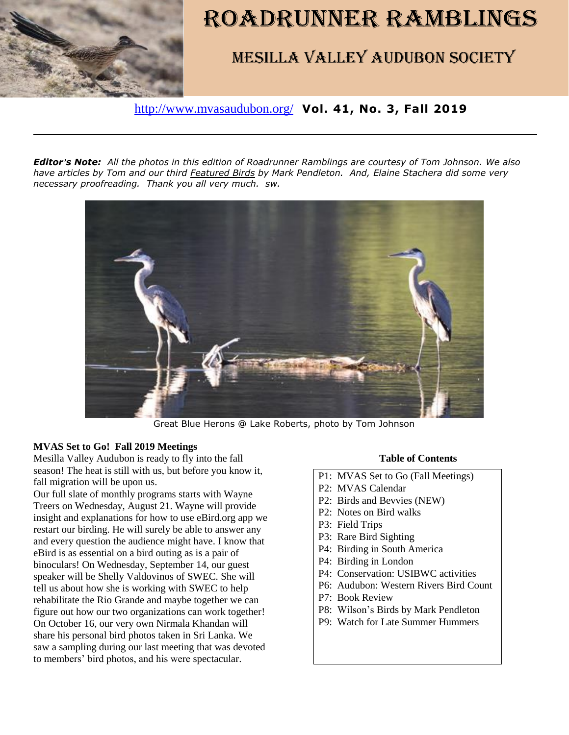# ROADRUNNER RAMBLINGS

## MESILLA VALLEY AUDUBON SOCIETY

http://www.mvasaudubon.org/ **Vol. 41, No. 3, Fall 2019**

***Editor's Note:*** *All the photos in this edition of Roadrunner Ramblings are courtesy of Tom Johnson. We also have articles by Tom and our third Featured Birds by Mark Pendleton. And, Elaine Stachera did some very necessary proofreading. Thank you all very much. sw.*

Great Blue Herons @ Lake Roberts, photo by Tom Johnson

**MVAS Set to Go! Fall 2019 Meetings**

Mesilla Valley Audubon is ready to fly into the fall season! The heat is still with us, but before you know it, fall migration will be upon us.

Our full slate of monthly programs starts with Wayne Treers on Wednesday, August 21. Wayne will provide insight and explanations for how to use eBird.org app we restart our birding. He will surely be able to answer any and every question the audience might have. I know that eBird is as essential on a bird outing as is a pair of binoculars! On Wednesday, September 14, our guest speaker will be Shelly Valdovinos of SWEC. She will tell us about how she is working with SWEC to help rehabilitate the Rio Grande and maybe together we can figure out how our two organizations can work together! On October 16, our very own Nirmala Khandan will share his personal bird photos taken in Sri Lanka. We saw a sampling during our last meeting that was devoted to members' bird photos, and his were spectacular.

**Table of Contents**

- P1: MVAS Set to Go (Fall Meetings)
- P2: MVAS Calendar
- P2: Birds and Bevvies (NEW)
- P2: Notes on Bird walks
- P3: Field Trips
- P3: Rare Bird Sighting
- P4: Birding in South America
- P4: Birding in London
- P4: Conservation: USIBWC activities
- P6: Audubon: Western Rivers Bird Count
- P7: Book Review
- P8: Wilson's Birds by Mark Pendleton
- P9: Watch for Late Summer Hummers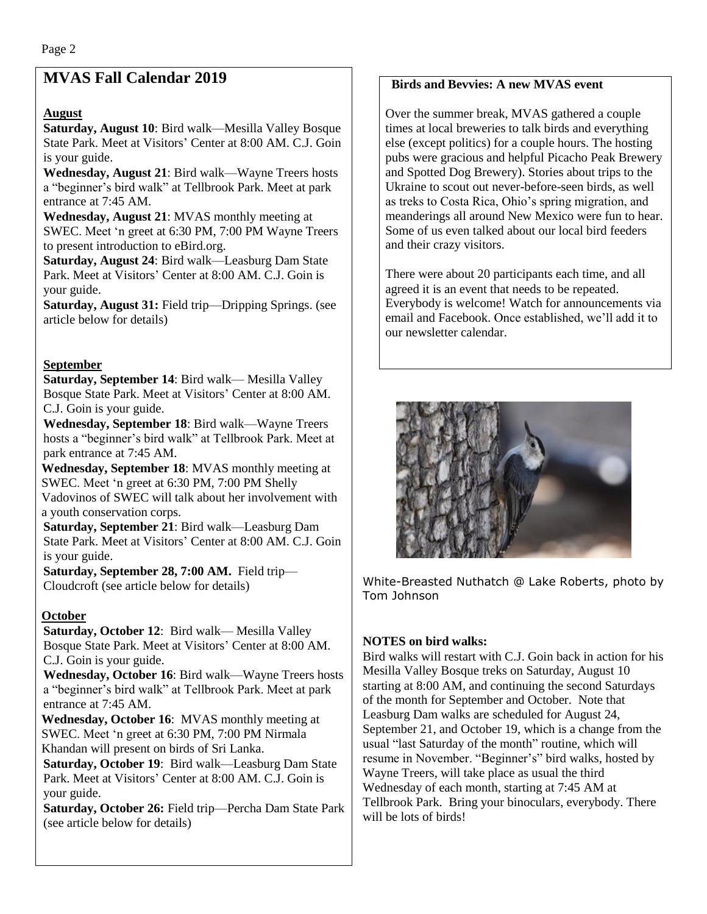# MVAS Fall Calendar 2019

**August**

**Saturday, August 10**: Bird walk—Mesilla Valley Bosque State Park. Meet at Visitors' Center at 8:00 AM. C.J. Goin is your guide.

**Wednesday, August 21**: Bird walk—Wayne Treers hosts a "beginner's bird walk" at Tellbrook Park. Meet at park entrance at 7:45 AM.

**Wednesday, August 21**: MVAS monthly meeting at SWEC. Meet 'n greet at 6:30 PM, 7:00 PM Wayne Treers to present introduction to eBird.org.

**Saturday, August 24**: Bird walk—Leasburg Dam State Park. Meet at Visitors' Center at 8:00 AM. C.J. Goin is your guide.

**Saturday, August 31:** Field trip—Dripping Springs. (see article below for details)

**September**

**Saturday, September 14**: Bird walk— Mesilla Valley Bosque State Park. Meet at Visitors' Center at 8:00 AM. C.J. Goin is your guide.

**Wednesday, September 18**: Bird walk—Wayne Treers hosts a "beginner's bird walk" at Tellbrook Park. Meet at park entrance at 7:45 AM.

**Wednesday, September 18**: MVAS monthly meeting at SWEC. Meet 'n greet at 6:30 PM, 7:00 PM Shelly Vadovinos of SWEC will talk about her involvement with a youth conservation corps.

**Saturday, September 21**: Bird walk—Leasburg Dam State Park. Meet at Visitors' Center at 8:00 AM. C.J. Goin is your guide.

**Saturday, September 28, 7:00 AM.** Field trip—Cloudcroft (see article below for details)

**October**

**Saturday, October 12**: Bird walk— Mesilla Valley Bosque State Park. Meet at Visitors' Center at 8:00 AM. C.J. Goin is your guide.

**Wednesday, October 16**: Bird walk—Wayne Treers hosts a "beginner's bird walk" at Tellbrook Park. Meet at park entrance at 7:45 AM.

**Wednesday, October 16**: MVAS monthly meeting at SWEC. Meet 'n greet at 6:30 PM, 7:00 PM Nirmala Khandan will present on birds of Sri Lanka.

**Saturday, October 19**: Bird walk—Leasburg Dam State Park. Meet at Visitors' Center at 8:00 AM. C.J. Goin is your guide.

**Saturday, October 26:** Field trip—Percha Dam State Park (see article below for details)

## Birds and Bevvies: A new MVAS event

Over the summer break, MVAS gathered a couple times at local breweries to talk birds and everything else (except politics) for a couple hours. The hosting pubs were gracious and helpful Picacho Peak Brewery and Spotted Dog Brewery). Stories about trips to the Ukraine to scout out never-before-seen birds, as well as treks to Costa Rica, Ohio's spring migration, and meanderings all around New Mexico were fun to hear. Some of us even talked about our local bird feeders and their crazy visitors.

There were about 20 participants each time, and all agreed it is an event that needs to be repeated. Everybody is welcome! Watch for announcements via email and Facebook. Once established, we'll add it to our newsletter calendar.

White-Breasted Nuthatch @ Lake Roberts, photo by Tom Johnson

**NOTES on bird walks:**

Bird walks will restart with C.J. Goin back in action for his Mesilla Valley Bosque treks on Saturday, August 10 starting at 8:00 AM, and continuing the second Saturdays of the month for September and October. Note that Leasburg Dam walks are scheduled for August 24, September 21, and October 19, which is a change from the usual "last Saturday of the month" routine, which will resume in November. "Beginner's" bird walks, hosted by Wayne Treers, will take place as usual the third Wednesday of each month, starting at 7:45 AM at Tellbrook Park. Bring your binoculars, everybody. There will be lots of birds!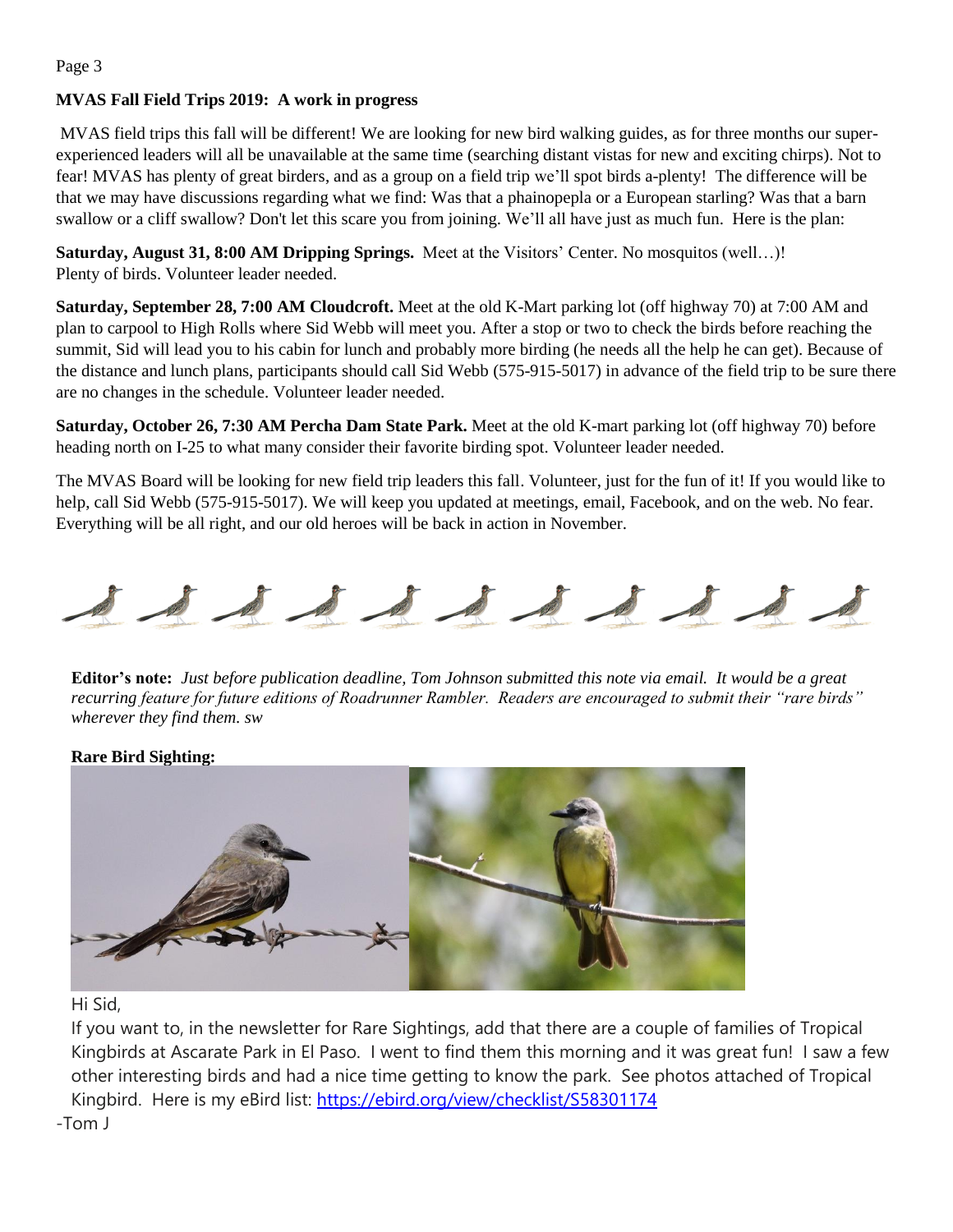## MVAS Fall Field Trips 2019: A work in progress

MVAS field trips this fall will be different! We are looking for new bird walking guides, as for three months our super-experienced leaders will all be unavailable at the same time (searching distant vistas for new and exciting chirps). Not to fear! MVAS has plenty of great birders, and as a group on a field trip we'll spot birds a-plenty! The difference will be that we may have discussions regarding what we find: Was that a phainopepla or a European starling? Was that a barn swallow or a cliff swallow? Don't let this scare you from joining. We'll all have just as much fun. Here is the plan:

**Saturday, August 31, 8:00 AM Dripping Springs.** Meet at the Visitors' Center. No mosquitos (well…)! Plenty of birds. Volunteer leader needed.

**Saturday, September 28, 7:00 AM Cloudcroft.** Meet at the old K-Mart parking lot (off highway 70) at 7:00 AM and plan to carpool to High Rolls where Sid Webb will meet you. After a stop or two to check the birds before reaching the summit, Sid will lead you to his cabin for lunch and probably more birding (he needs all the help he can get). Because of the distance and lunch plans, participants should call Sid Webb (575-915-5017) in advance of the field trip to be sure there are no changes in the schedule. Volunteer leader needed.

**Saturday, October 26, 7:30 AM Percha Dam State Park.** Meet at the old K-mart parking lot (off highway 70) before heading north on I-25 to what many consider their favorite birding spot. Volunteer leader needed.

The MVAS Board will be looking for new field trip leaders this fall. Volunteer, just for the fun of it! If you would like to help, call Sid Webb (575-915-5017). We will keep you updated at meetings, email, Facebook, and on the web. No fear. Everything will be all right, and our old heroes will be back in action in November.

**Editor's note:** *Just before publication deadline, Tom Johnson submitted this note via email. It would be a great recurring feature for future editions of Roadrunner Rambler. Readers are encouraged to submit their "rare birds" wherever they find them. sw*

**Rare Bird Sighting:**

Hi Sid,

If you want to, in the newsletter for Rare Sightings, add that there are a couple of families of Tropical Kingbirds at Ascarate Park in El Paso. I went to find them this morning and it was great fun! I saw a few other interesting birds and had a nice time getting to know the park. See photos attached of Tropical Kingbird. Here is my eBird list: https://ebird.org/view/checklist/S58301174

-Tom J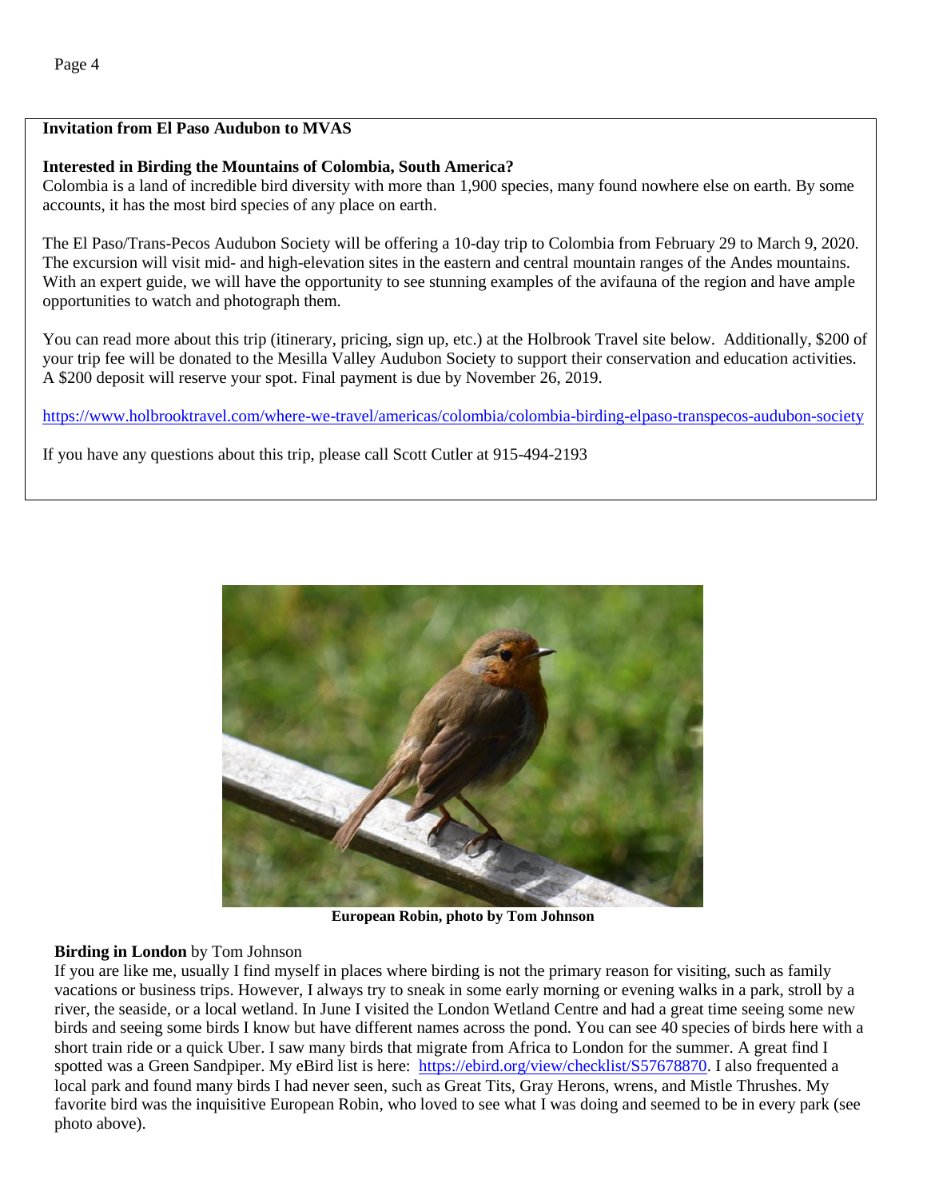**Invitation from El Paso Audubon to MVAS**

**Interested in Birding the Mountains of Colombia, South America?**

Colombia is a land of incredible bird diversity with more than 1,900 species, many found nowhere else on earth. By some accounts, it has the most bird species of any place on earth.

The El Paso/Trans-Pecos Audubon Society will be offering a 10-day trip to Colombia from February 29 to March 9, 2020. The excursion will visit mid- and high-elevation sites in the eastern and central mountain ranges of the Andes mountains. With an expert guide, we will have the opportunity to see stunning examples of the avifauna of the region and have ample opportunities to watch and photograph them.

You can read more about this trip (itinerary, pricing, sign up, etc.) at the Holbrook Travel site below. Additionally, $200 of your trip fee will be donated to the Mesilla Valley Audubon Society to support their conservation and education activities. A $200 deposit will reserve your spot. Final payment is due by November 26, 2019.

https://www.holbrooktravel.com/where-we-travel/americas/colombia/colombia-birding-elpaso-transpecos-audubon-society

If you have any questions about this trip, please call Scott Cutler at 915-494-2193

**European Robin, photo by Tom Johnson**

**Birding in London** by Tom Johnson

If you are like me, usually I find myself in places where birding is not the primary reason for visiting, such as family vacations or business trips. However, I always try to sneak in some early morning or evening walks in a park, stroll by a river, the seaside, or a local wetland. In June I visited the London Wetland Centre and had a great time seeing some new birds and seeing some birds I know but have different names across the pond. You can see 40 species of birds here with a short train ride or a quick Uber. I saw many birds that migrate from Africa to London for the summer. A great find I spotted was a Green Sandpiper. My eBird list is here: https://ebird.org/view/checklist/S57678870. I also frequented a local park and found many birds I had never seen, such as Great Tits, Gray Herons, wrens, and Mistle Thrushes. My favorite bird was the inquisitive European Robin, who loved to see what I was doing and seemed to be in every park (see photo above).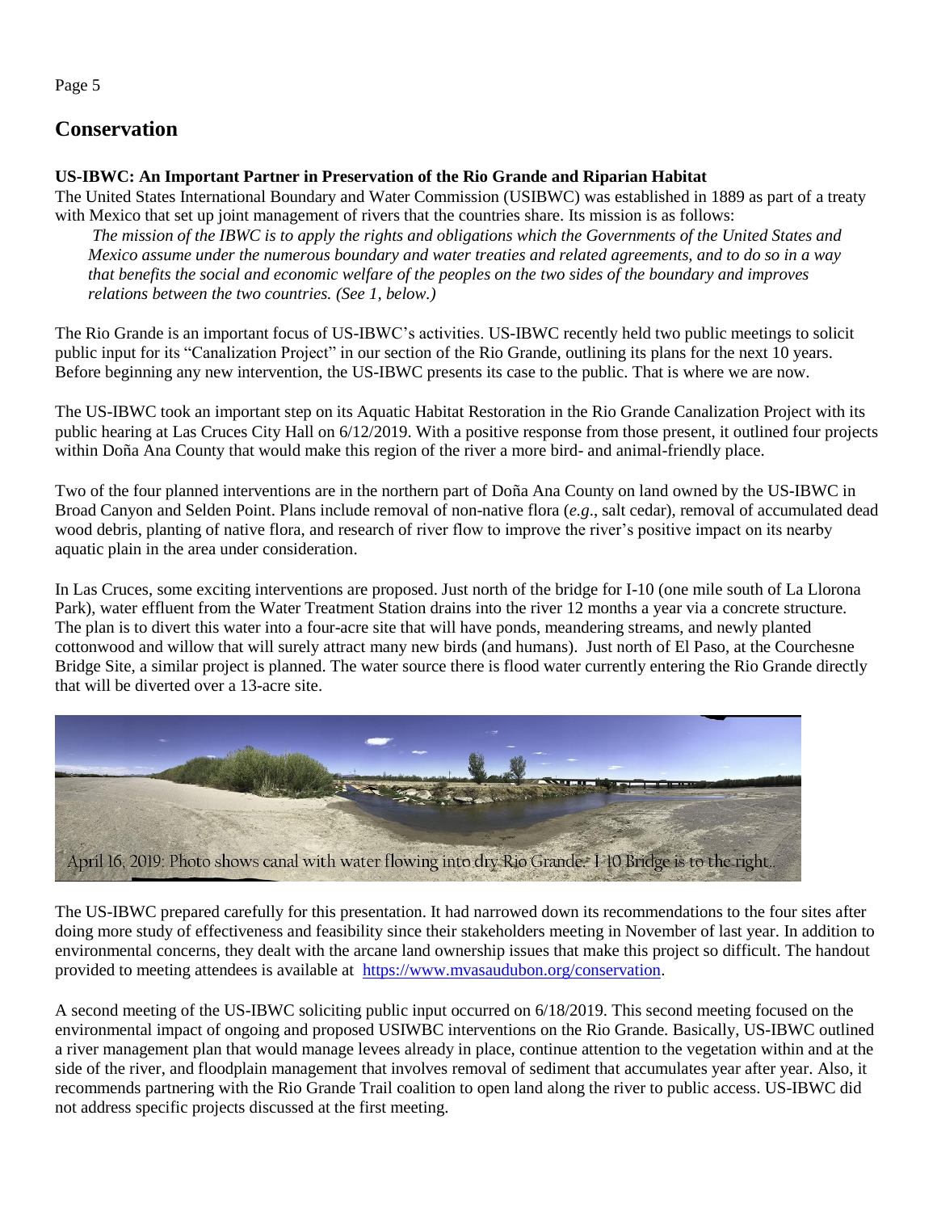# Conservation

**US-IBWC: An Important Partner in Preservation of the Rio Grande and Riparian Habitat**

The United States International Boundary and Water Commission (USIBWC) was established in 1889 as part of a treaty with Mexico that set up joint management of rivers that the countries share. Its mission is as follows:

> *The mission of the IBWC is to apply the rights and obligations which the Governments of the United States and Mexico assume under the numerous boundary and water treaties and related agreements, and to do so in a way that benefits the social and economic welfare of the peoples on the two sides of the boundary and improves relations between the two countries. (See 1, below.)*

The Rio Grande is an important focus of US-IBWC's activities. US-IBWC recently held two public meetings to solicit public input for its "Canalization Project" in our section of the Rio Grande, outlining its plans for the next 10 years. Before beginning any new intervention, the US-IBWC presents its case to the public. That is where we are now.

The US-IBWC took an important step on its Aquatic Habitat Restoration in the Rio Grande Canalization Project with its public hearing at Las Cruces City Hall on 6/12/2019. With a positive response from those present, it outlined four projects within Doña Ana County that would make this region of the river a more bird- and animal-friendly place.

Two of the four planned interventions are in the northern part of Doña Ana County on land owned by the US-IBWC in Broad Canyon and Selden Point. Plans include removal of non-native flora (*e.g*., salt cedar), removal of accumulated dead wood debris, planting of native flora, and research of river flow to improve the river's positive impact on its nearby aquatic plain in the area under consideration.

In Las Cruces, some exciting interventions are proposed. Just north of the bridge for I-10 (one mile south of La Llorona Park), water effluent from the Water Treatment Station drains into the river 12 months a year via a concrete structure. The plan is to divert this water into a four-acre site that will have ponds, meandering streams, and newly planted cottonwood and willow that will surely attract many new birds (and humans). Just north of El Paso, at the Courchesne Bridge Site, a similar project is planned. The water source there is flood water currently entering the Rio Grande directly that will be diverted over a 13-acre site.

April 16, 2019: Photo shows canal with water flowing into dry Rio Grande. I-10 Bridge is to the right.

The US-IBWC prepared carefully for this presentation. It had narrowed down its recommendations to the four sites after doing more study of effectiveness and feasibility since their stakeholders meeting in November of last year. In addition to environmental concerns, they dealt with the arcane land ownership issues that make this project so difficult. The handout provided to meeting attendees is available at https://www.mvasaudubon.org/conservation.

A second meeting of the US-IBWC soliciting public input occurred on 6/18/2019. This second meeting focused on the environmental impact of ongoing and proposed USIWBC interventions on the Rio Grande. Basically, US-IBWC outlined a river management plan that would manage levees already in place, continue attention to the vegetation within and at the side of the river, and floodplain management that involves removal of sediment that accumulates year after year. Also, it recommends partnering with the Rio Grande Trail coalition to open land along the river to public access. US-IBWC did not address specific projects discussed at the first meeting.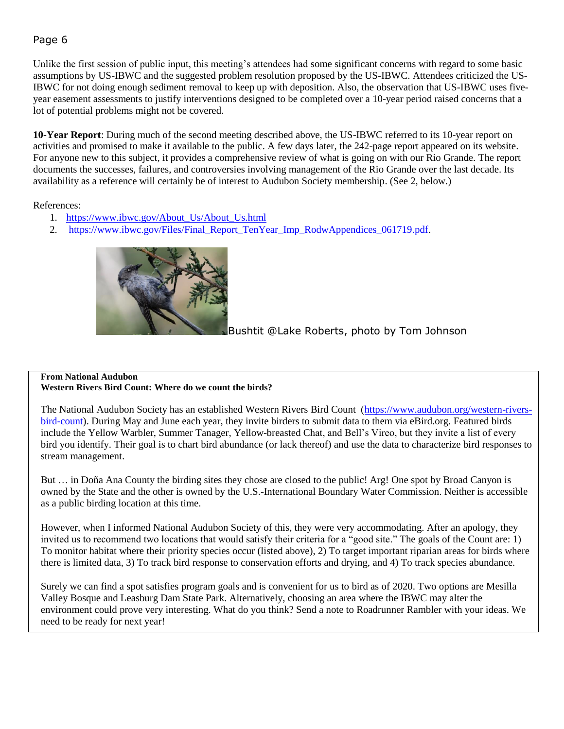Unlike the first session of public input, this meeting's attendees had some significant concerns with regard to some basic assumptions by US-IBWC and the suggested problem resolution proposed by the US-IBWC. Attendees criticized the US-IBWC for not doing enough sediment removal to keep up with deposition. Also, the observation that US-IBWC uses five-year easement assessments to justify interventions designed to be completed over a 10-year period raised concerns that a lot of potential problems might not be covered.

**10-Year Report**: During much of the second meeting described above, the US-IBWC referred to its 10-year report on activities and promised to make it available to the public. A few days later, the 242-page report appeared on its website. For anyone new to this subject, it provides a comprehensive review of what is going on with our Rio Grande. The report documents the successes, failures, and controversies involving management of the Rio Grande over the last decade. Its availability as a reference will certainly be of interest to Audubon Society membership. (See 2, below.)

References:

1. https://www.ibwc.gov/About_Us/About_Us.html
2. https://www.ibwc.gov/Files/Final_Report_TenYear_Imp_RodwAppendices_061719.pdf.

Bushtit @Lake Roberts, photo by Tom Johnson

**From National Audubon**
**Western Rivers Bird Count: Where do we count the birds?**

The National Audubon Society has an established Western Rivers Bird Count (https://www.audubon.org/western-rivers-bird-count). During May and June each year, they invite birders to submit data to them via eBird.org. Featured birds include the Yellow Warbler, Summer Tanager, Yellow-breasted Chat, and Bell's Vireo, but they invite a list of every bird you identify. Their goal is to chart bird abundance (or lack thereof) and use the data to characterize bird responses to stream management.

But … in Doña Ana County the birding sites they chose are closed to the public! Arg! One spot by Broad Canyon is owned by the State and the other is owned by the U.S.-International Boundary Water Commission. Neither is accessible as a public birding location at this time.

However, when I informed National Audubon Society of this, they were very accommodating. After an apology, they invited us to recommend two locations that would satisfy their criteria for a "good site." The goals of the Count are: 1) To monitor habitat where their priority species occur (listed above), 2) To target important riparian areas for birds where there is limited data, 3) To track bird response to conservation efforts and drying, and 4) To track species abundance.

Surely we can find a spot satisfies program goals and is convenient for us to bird as of 2020. Two options are Mesilla Valley Bosque and Leasburg Dam State Park. Alternatively, choosing an area where the IBWC may alter the environment could prove very interesting. What do you think? Send a note to Roadrunner Rambler with your ideas. We need to be ready for next year!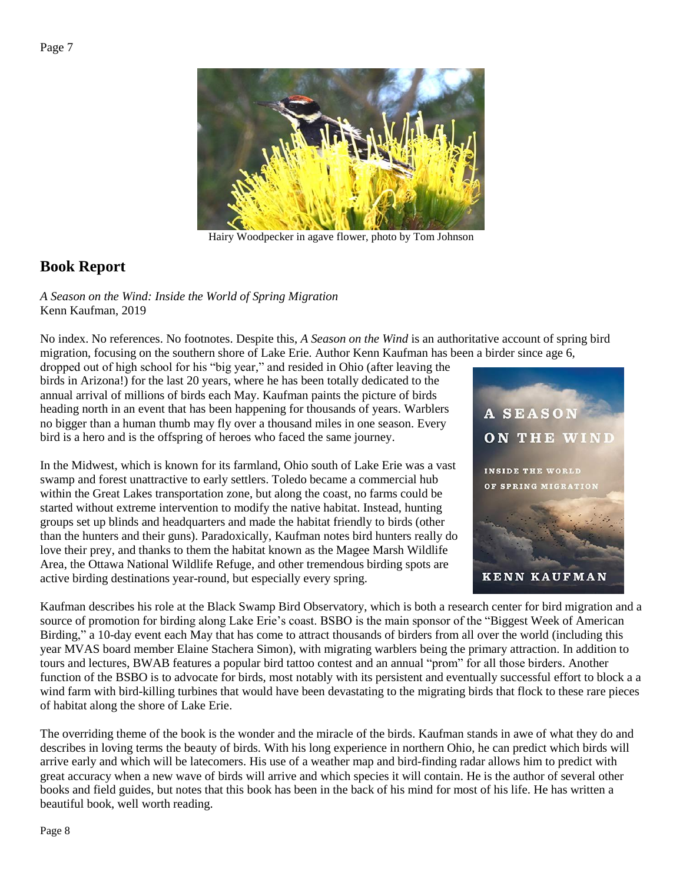Hairy Woodpecker in agave flower, photo by Tom Johnson

## Book Report

*A Season on the Wind: Inside the World of Spring Migration*
Kenn Kaufman, 2019

No index. No references. No footnotes. Despite this, *A Season on the Wind* is an authoritative account of spring bird migration, focusing on the southern shore of Lake Erie. Author Kenn Kaufman has been a birder since age 6, dropped out of high school for his "big year," and resided in Ohio (after leaving the birds in Arizona!) for the last 20 years, where he has been totally dedicated to the annual arrival of millions of birds each May. Kaufman paints the picture of birds heading north in an event that has been happening for thousands of years. Warblers no bigger than a human thumb may fly over a thousand miles in one season. Every bird is a hero and is the offspring of heroes who faced the same journey.

In the Midwest, which is known for its farmland, Ohio south of Lake Erie was a vast swamp and forest unattractive to early settlers. Toledo became a commercial hub within the Great Lakes transportation zone, but along the coast, no farms could be started without extreme intervention to modify the native habitat. Instead, hunting groups set up blinds and headquarters and made the habitat friendly to birds (other than the hunters and their guns). Paradoxically, Kaufman notes bird hunters really do love their prey, and thanks to them the habitat known as the Magee Marsh Wildlife Area, the Ottawa National Wildlife Refuge, and other tremendous birding spots are active birding destinations year-round, but especially every spring.

Kaufman describes his role at the Black Swamp Bird Observatory, which is both a research center for bird migration and a source of promotion for birding along Lake Erie's coast. BSBO is the main sponsor of the "Biggest Week of American Birding," a 10-day event each May that has come to attract thousands of birders from all over the world (including this year MVAS board member Elaine Stachera Simon), with migrating warblers being the primary attraction. In addition to tours and lectures, BWAB features a popular bird tattoo contest and an annual "prom" for all those birders. Another function of the BSBO is to advocate for birds, most notably with its persistent and eventually successful effort to block a a wind farm with bird-killing turbines that would have been devastating to the migrating birds that flock to these rare pieces of habitat along the shore of Lake Erie.

The overriding theme of the book is the wonder and the miracle of the birds. Kaufman stands in awe of what they do and describes in loving terms the beauty of birds. With his long experience in northern Ohio, he can predict which birds will arrive early and which will be latecomers. His use of a weather map and bird-finding radar allows him to predict with great accuracy when a new wave of birds will arrive and which species it will contain. He is the author of several other books and field guides, but notes that this book has been in the back of his mind for most of his life. He has written a beautiful book, well worth reading.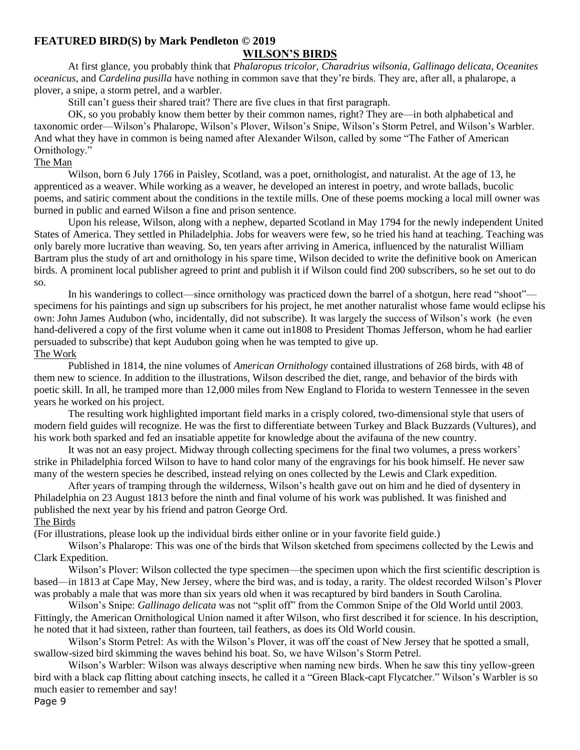## FEATURED BIRD(S) by Mark Pendleton © 2019

### WILSON'S BIRDS

At first glance, you probably think that *Phalaropus tricolor, Charadrius wilsonia, Gallinago delicata, Oceanites oceanicus,* and *Cardelina pusilla* have nothing in common save that they're birds. They are, after all, a phalarope, a plover, a snipe, a storm petrel, and a warbler.

Still can't guess their shared trait? There are five clues in that first paragraph.

OK, so you probably know them better by their common names, right? They are—in both alphabetical and taxonomic order—Wilson's Phalarope, Wilson's Plover, Wilson's Snipe, Wilson's Storm Petrel, and Wilson's Warbler. And what they have in common is being named after Alexander Wilson, called by some "The Father of American Ornithology."

#### The Man

Wilson, born 6 July 1766 in Paisley, Scotland, was a poet, ornithologist, and naturalist. At the age of 13, he apprenticed as a weaver. While working as a weaver, he developed an interest in poetry, and wrote ballads, bucolic poems, and satiric comment about the conditions in the textile mills. One of these poems mocking a local mill owner was burned in public and earned Wilson a fine and prison sentence.

Upon his release, Wilson, along with a nephew, departed Scotland in May 1794 for the newly independent United States of America. They settled in Philadelphia. Jobs for weavers were few, so he tried his hand at teaching. Teaching was only barely more lucrative than weaving. So, ten years after arriving in America, influenced by the naturalist William Bartram plus the study of art and ornithology in his spare time, Wilson decided to write the definitive book on American birds. A prominent local publisher agreed to print and publish it if Wilson could find 200 subscribers, so he set out to do so.

In his wanderings to collect—since ornithology was practiced down the barrel of a shotgun, here read "shoot"—specimens for his paintings and sign up subscribers for his project, he met another naturalist whose fame would eclipse his own: John James Audubon (who, incidentally, did not subscribe). It was largely the success of Wilson's work (he even hand-delivered a copy of the first volume when it came out in1808 to President Thomas Jefferson, whom he had earlier persuaded to subscribe) that kept Audubon going when he was tempted to give up.

#### The Work

Published in 1814, the nine volumes of *American Ornithology* contained illustrations of 268 birds, with 48 of them new to science. In addition to the illustrations, Wilson described the diet, range, and behavior of the birds with poetic skill. In all, he tramped more than 12,000 miles from New England to Florida to western Tennessee in the seven years he worked on his project.

The resulting work highlighted important field marks in a crisply colored, two-dimensional style that users of modern field guides will recognize. He was the first to differentiate between Turkey and Black Buzzards (Vultures), and his work both sparked and fed an insatiable appetite for knowledge about the avifauna of the new country.

It was not an easy project. Midway through collecting specimens for the final two volumes, a press workers' strike in Philadelphia forced Wilson to have to hand color many of the engravings for his book himself. He never saw many of the western species he described, instead relying on ones collected by the Lewis and Clark expedition.

After years of tramping through the wilderness, Wilson's health gave out on him and he died of dysentery in Philadelphia on 23 August 1813 before the ninth and final volume of his work was published. It was finished and published the next year by his friend and patron George Ord.

#### The Birds

(For illustrations, please look up the individual birds either online or in your favorite field guide.)

Wilson's Phalarope: This was one of the birds that Wilson sketched from specimens collected by the Lewis and Clark Expedition.

Wilson's Plover: Wilson collected the type specimen—the specimen upon which the first scientific description is based—in 1813 at Cape May, New Jersey, where the bird was, and is today, a rarity. The oldest recorded Wilson's Plover was probably a male that was more than six years old when it was recaptured by bird banders in South Carolina.

Wilson's Snipe: *Gallinago delicata* was not "split off" from the Common Snipe of the Old World until 2003. Fittingly, the American Ornithological Union named it after Wilson, who first described it for science. In his description, he noted that it had sixteen, rather than fourteen, tail feathers, as does its Old World cousin.

Wilson's Storm Petrel: As with the Wilson's Plover, it was off the coast of New Jersey that he spotted a small, swallow-sized bird skimming the waves behind his boat. So, we have Wilson's Storm Petrel.

Wilson's Warbler: Wilson was always descriptive when naming new birds. When he saw this tiny yellow-green bird with a black cap flitting about catching insects, he called it a "Green Black-capt Flycatcher." Wilson's Warbler is so much easier to remember and say!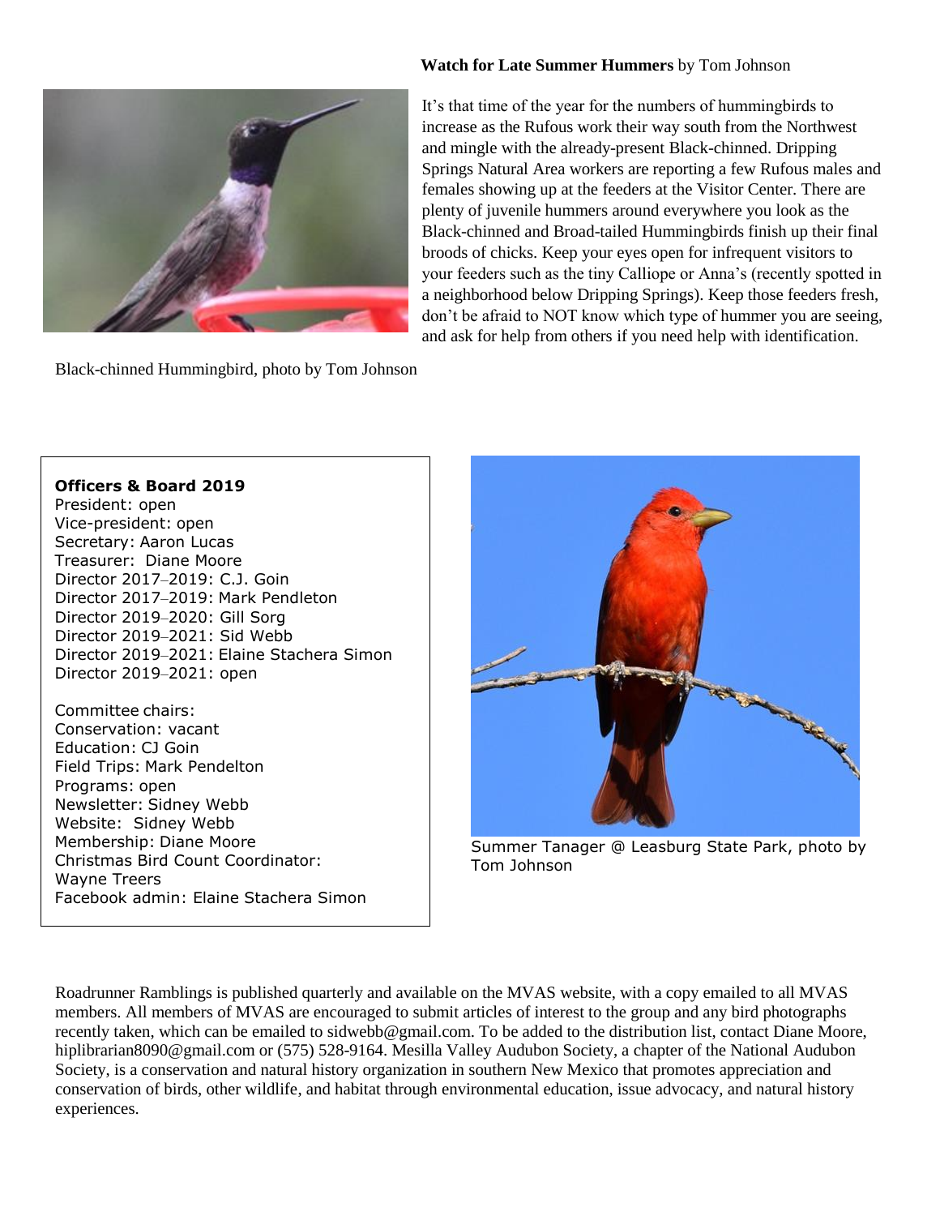**Watch for Late Summer Hummers** by Tom Johnson

It's that time of the year for the numbers of hummingbirds to increase as the Rufous work their way south from the Northwest and mingle with the already-present Black-chinned. Dripping Springs Natural Area workers are reporting a few Rufous males and females showing up at the feeders at the Visitor Center. There are plenty of juvenile hummers around everywhere you look as the Black-chinned and Broad-tailed Hummingbirds finish up their final broods of chicks. Keep your eyes open for infrequent visitors to your feeders such as the tiny Calliope or Anna's (recently spotted in a neighborhood below Dripping Springs). Keep those feeders fresh, don't be afraid to NOT know which type of hummer you are seeing, and ask for help from others if you need help with identification.

Black-chinned Hummingbird, photo by Tom Johnson

**Officers & Board 2019**

President: open
Vice-president: open
Secretary: Aaron Lucas
Treasurer: Diane Moore
Director 2017–2019: C.J. Goin
Director 2017–2019: Mark Pendleton
Director 2019–2020: Gill Sorg
Director 2019–2021: Sid Webb
Director 2019–2021: Elaine Stachera Simon
Director 2019–2021: open

Committee chairs:
Conservation: vacant
Education: CJ Goin
Field Trips: Mark Pendelton
Programs: open
Newsletter: Sidney Webb
Website: Sidney Webb
Membership: Diane Moore
Christmas Bird Count Coordinator: Wayne Treers
Facebook admin: Elaine Stachera Simon

Summer Tanager @ Leasburg State Park, photo by Tom Johnson

Roadrunner Ramblings is published quarterly and available on the MVAS website, with a copy emailed to all MVAS members. All members of MVAS are encouraged to submit articles of interest to the group and any bird photographs recently taken, which can be emailed to sidwebb@gmail.com. To be added to the distribution list, contact Diane Moore, hiplibrarian8090@gmail.com or (575) 528-9164. Mesilla Valley Audubon Society, a chapter of the National Audubon Society, is a conservation and natural history organization in southern New Mexico that promotes appreciation and conservation of birds, other wildlife, and habitat through environmental education, issue advocacy, and natural history experiences.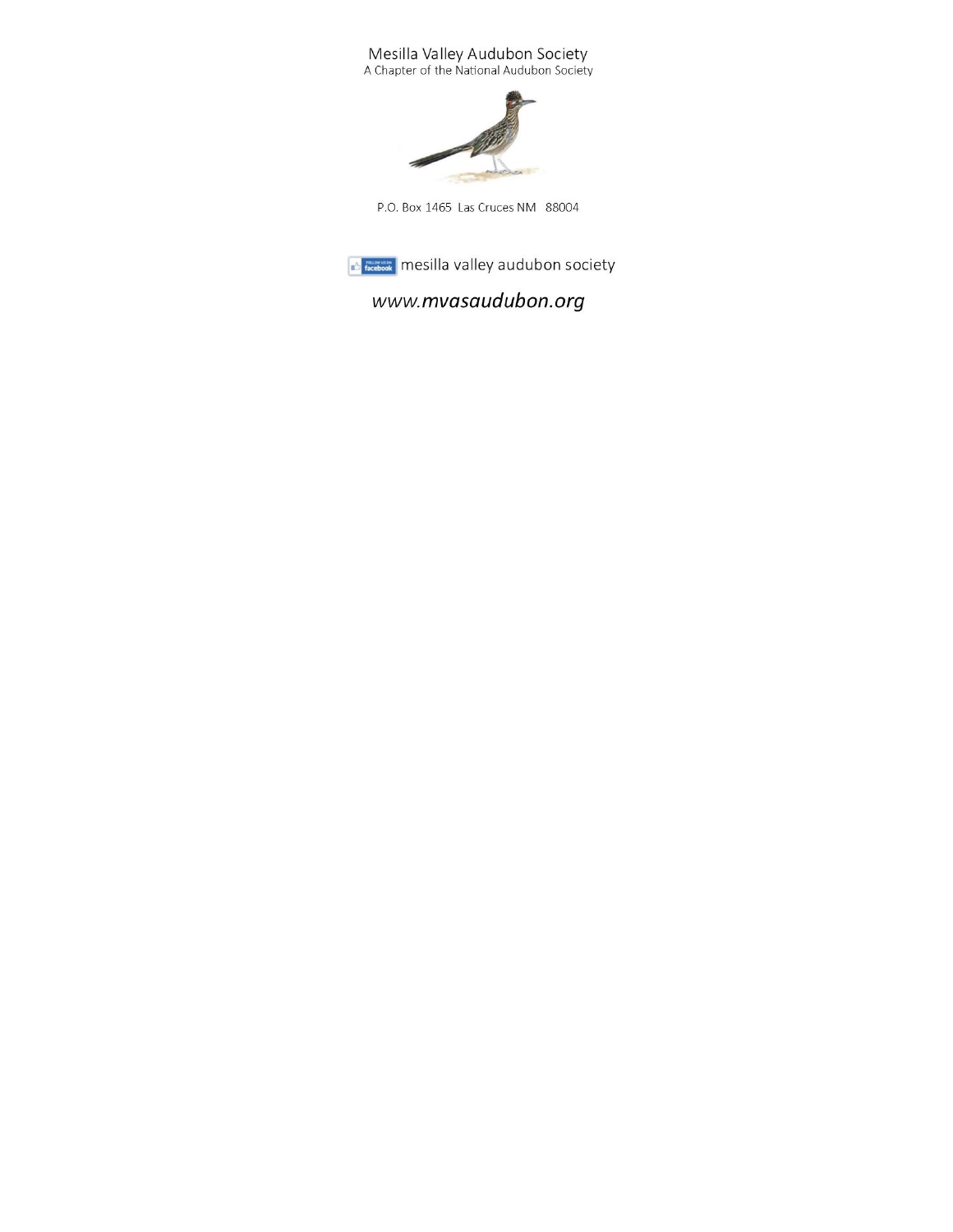Mesilla Valley Audubon Society

A Chapter of the National Audubon Society

P.O. Box 1465 Las Cruces NM 88004

mesilla valley audubon society

*www.**mvasaudubon.org***